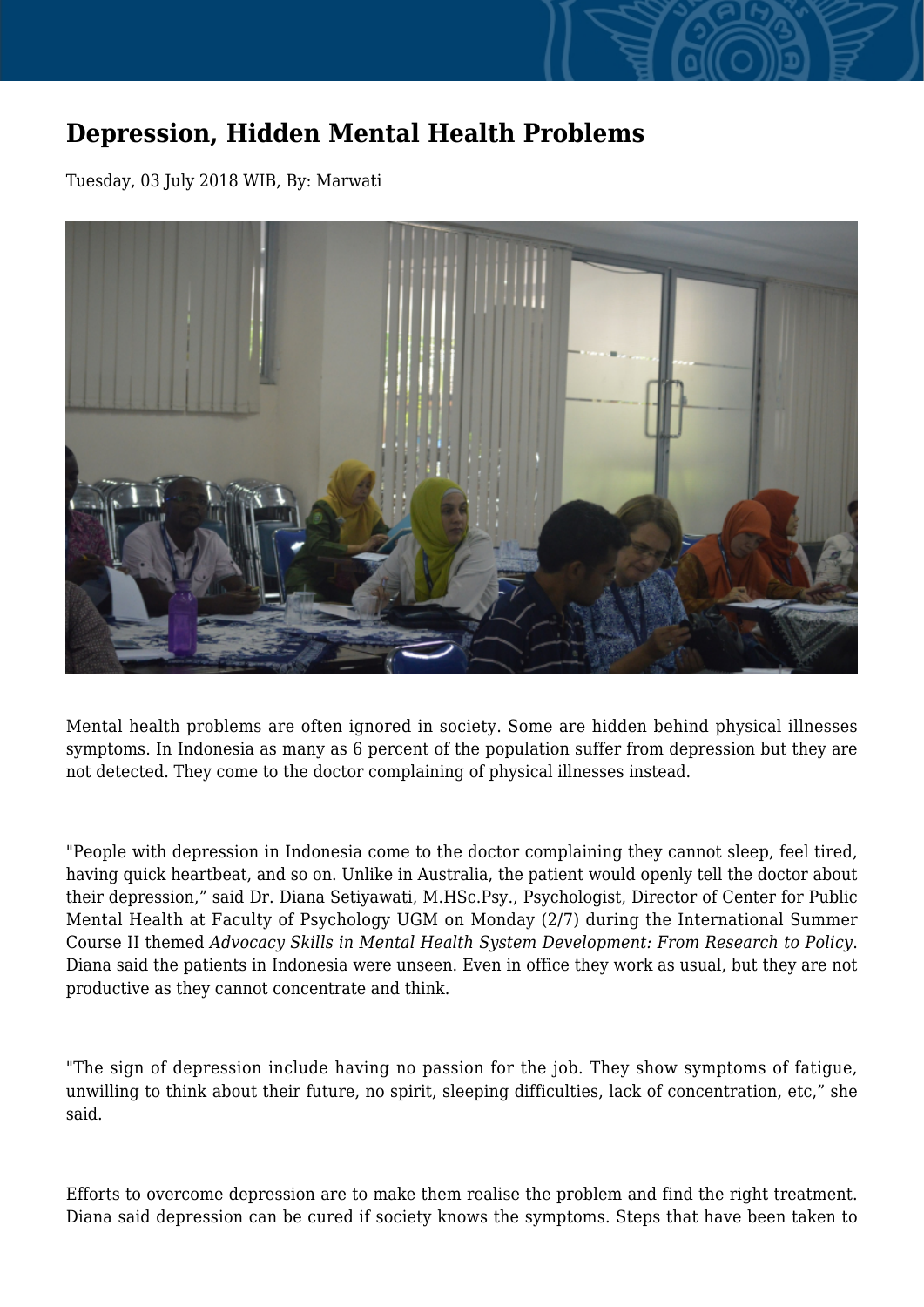# Depression, Hidden Mental Health Problems

Tuesday, 03 July 2018 WIB, By: Marwati

Mental health problems are often ignored in society. Some are hidden behind physical illnesses symptoms. In Indonesia as many as 6 percent of the population suffer from depression but they are not detected. They come to the doctor complaining of physical illnesses instead.

"People with depression in Indonesia come to the doctor complaining they cannot sleep, feel tired, having quick heartbeat, and so on. Unlike in Australia, the patient would openly tell the doctor about their depression," said Dr. Diana Setiyawati, M.HSc.Psy., Psychologist, Director of Center for Public Mental Health at Faculty of Psychology UGM on Monday (2/7) during the International Summer Course II themed *Advocacy Skills in Mental Health System Development: From Research to Policy*. Diana said the patients in Indonesia were unseen. Even in office they work as usual, but they are not productive as they cannot concentrate and think.

"The sign of depression include having no passion for the job. They show symptoms of fatigue, unwilling to think about their future, no spirit, sleeping difficulties, lack of concentration, etc," she said.

Efforts to overcome depression are to make them realise the problem and find the right treatment. Diana said depression can be cured if society knows the symptoms. Steps that have been taken to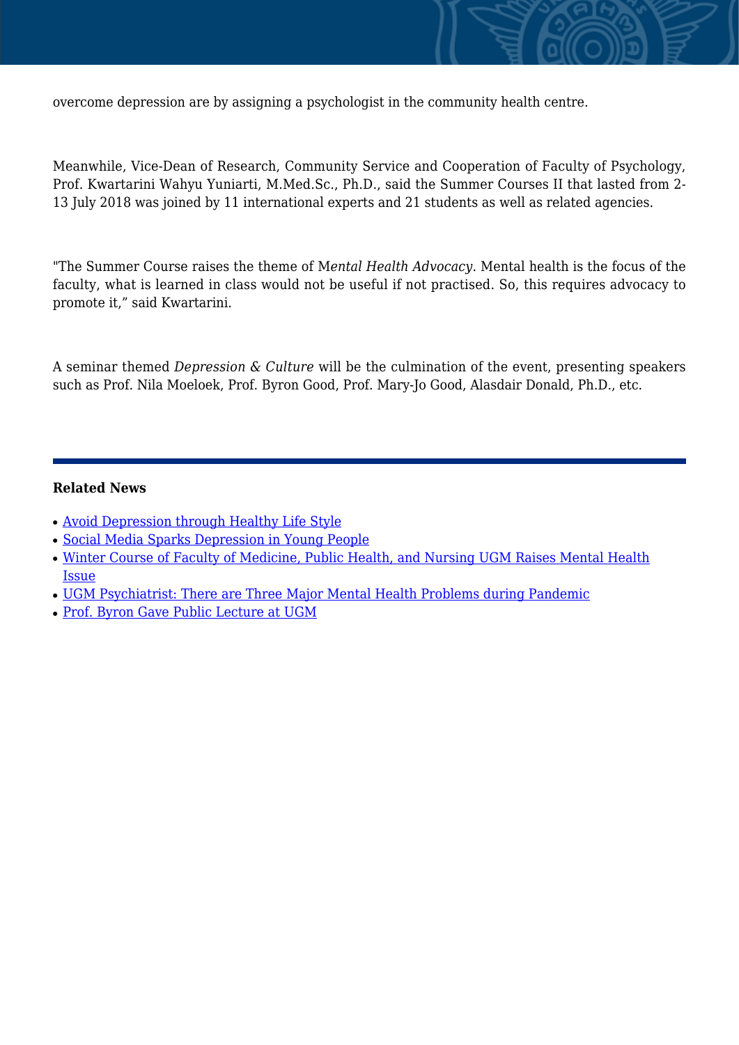overcome depression are by assigning a psychologist in the community health centre.

Meanwhile, Vice-Dean of Research, Community Service and Cooperation of Faculty of Psychology, Prof. Kwartarini Wahyu Yuniarti, M.Med.Sc., Ph.D., said the Summer Courses II that lasted from 2-13 July 2018 was joined by 11 international experts and 21 students as well as related agencies.

"The Summer Course raises the theme of M*ental Health Advocacy*. Mental health is the focus of the faculty, what is learned in class would not be useful if not practised. So, this requires advocacy to promote it," said Kwartarini.

A seminar themed *Depression & Culture* will be the culmination of the event, presenting speakers such as Prof. Nila Moeloek, Prof. Byron Good, Prof. Mary-Jo Good, Alasdair Donald, Ph.D., etc.

---

**Related News**

- Avoid Depression through Healthy Life Style
- Social Media Sparks Depression in Young People
- Winter Course of Faculty of Medicine, Public Health, and Nursing UGM Raises Mental Health Issue
- UGM Psychiatrist: There are Three Major Mental Health Problems during Pandemic
- Prof. Byron Gave Public Lecture at UGM